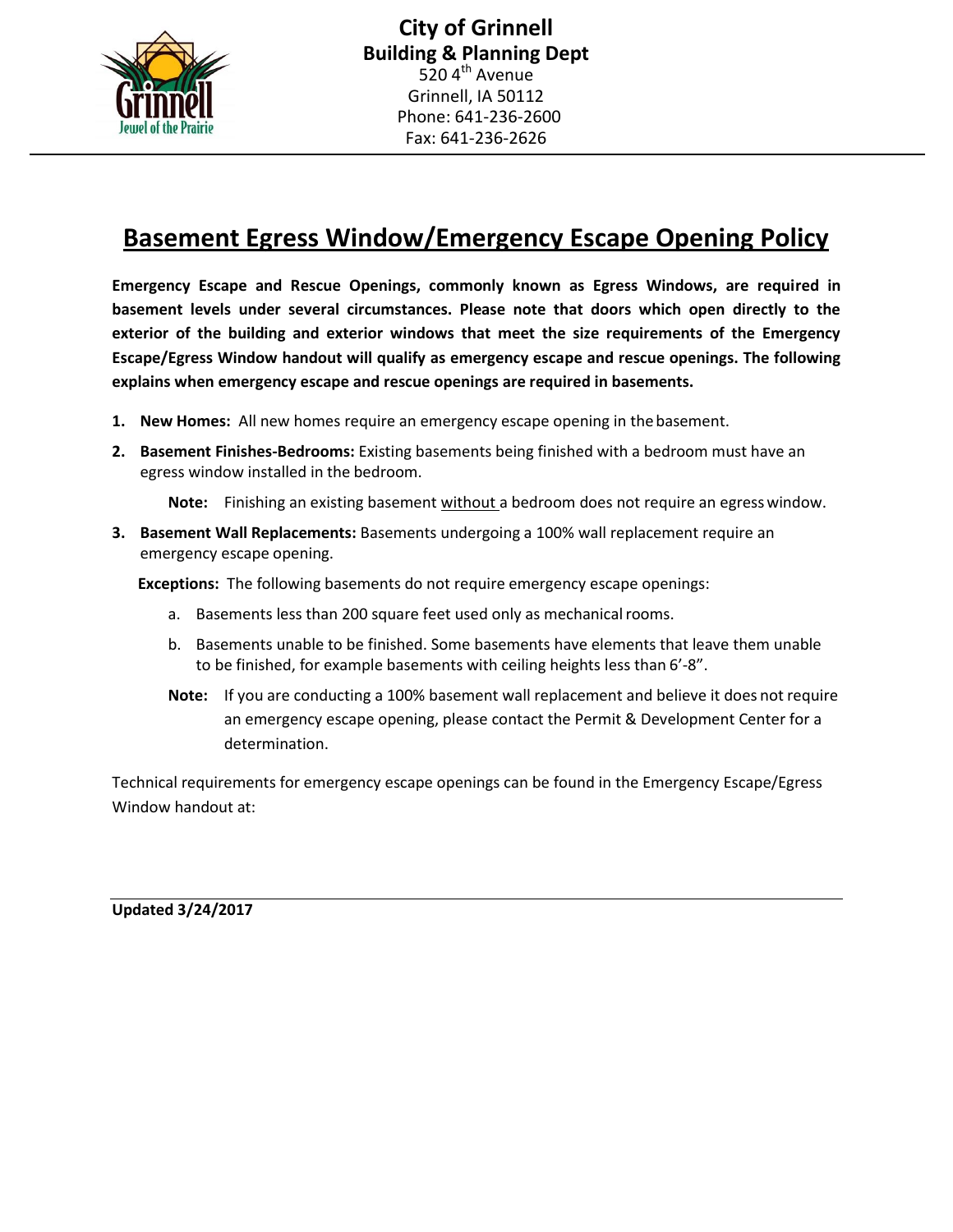**City of Grinnell**
**Building & Planning Dept**
520 4th Avenue
Grinnell, IA 50112
Phone: 641-236-2600
Fax: 641-236-2626

# Basement Egress Window/Emergency Escape Opening Policy

**Emergency Escape and Rescue Openings, commonly known as Egress Windows, are required in basement levels under several circumstances. Please note that doors which open directly to the exterior of the building and exterior windows that meet the size requirements of the Emergency Escape/Egress Window handout will qualify as emergency escape and rescue openings. The following explains when emergency escape and rescue openings are required in basements.**

1. **New Homes:** All new homes require an emergency escape opening in the basement.
2. **Basement Finishes-Bedrooms:** Existing basements being finished with a bedroom must have an egress window installed in the bedroom.

   **Note:** Finishing an existing basement without a bedroom does not require an egress window.
3. **Basement Wall Replacements:** Basements undergoing a 100% wall replacement require an emergency escape opening.

   **Exceptions:** The following basements do not require emergency escape openings:

   a. Basements less than 200 square feet used only as mechanical rooms.

   b. Basements unable to be finished. Some basements have elements that leave them unable to be finished, for example basements with ceiling heights less than 6'-8".

   **Note:** If you are conducting a 100% basement wall replacement and believe it does not require an emergency escape opening, please contact the Permit & Development Center for a determination.

Technical requirements for emergency escape openings can be found in the Emergency Escape/Egress Window handout at:

**Updated 3/24/2017**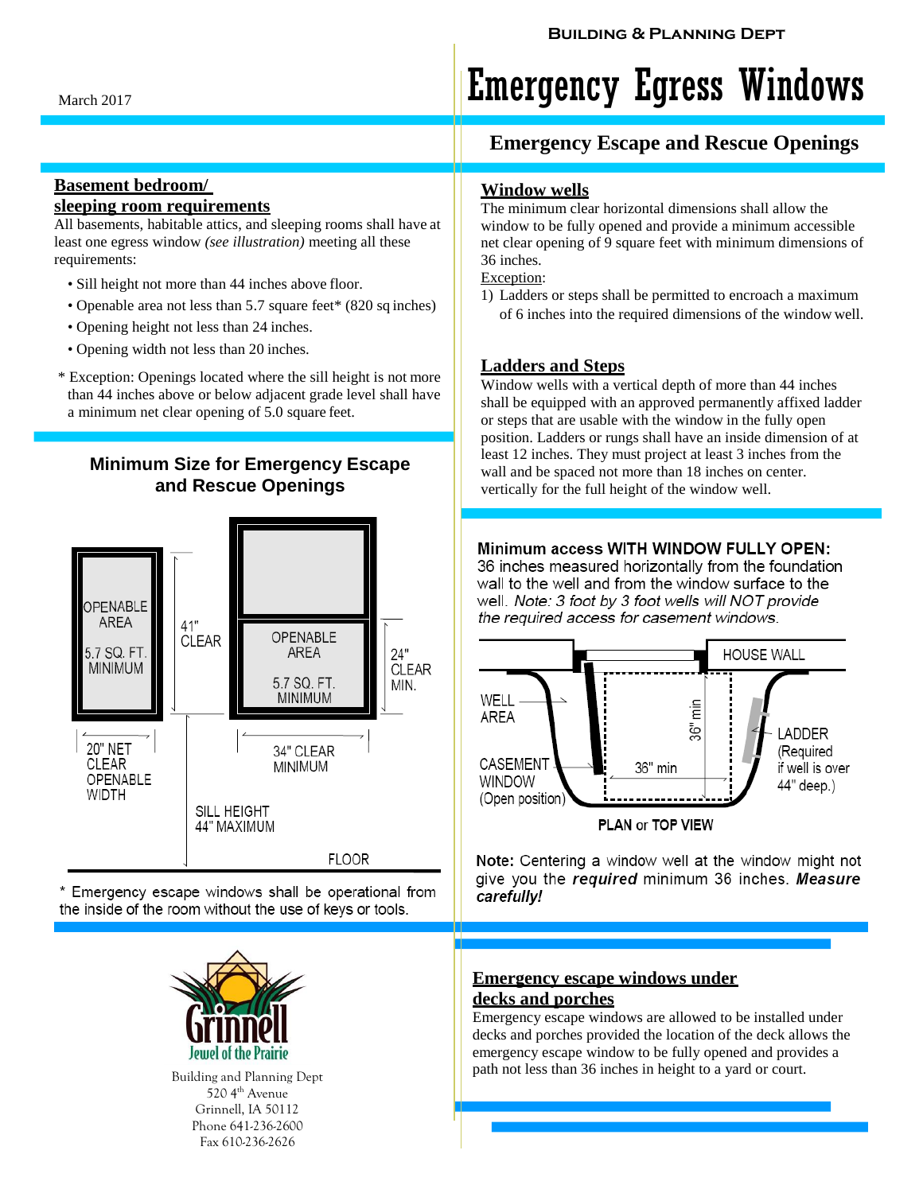March 2017

BUILDING & PLANNING DEPT

# Emergency Egress Windows

## Emergency Escape and Rescue Openings

### Basement bedroom/ sleeping room requirements

All basements, habitable attics, and sleeping rooms shall have at least one egress window *(see illustration)* meeting all these requirements:

- Sill height not more than 44 inches above floor.
- Openable area not less than 5.7 square feet* (820 sq inches)
- Opening height not less than 24 inches.
- Opening width not less than 20 inches.

\* Exception: Openings located where the sill height is not more than 44 inches above or below adjacent grade level shall have a minimum net clear opening of 5.0 square feet.

### Minimum Size for Emergency Escape and Rescue Openings

OPENABLE AREA 5.7 SQ. FT. MINIMUM

41" CLEAR

OPENABLE AREA 5.7 SQ. FT. MINIMUM

24" CLEAR MIN.

20" NET CLEAR OPENABLE WIDTH

34" CLEAR MINIMUM

SILL HEIGHT 44" MAXIMUM

FLOOR

\* Emergency escape windows shall be operational from the inside of the room without the use of keys or tools.

Grinnell
Jewel of the Prairie

Building and Planning Dept
520 4th Avenue
Grinnell, IA 50112
Phone 641-236-2600
Fax 610-236-2626

### Window wells

The minimum clear horizontal dimensions shall allow the window to be fully opened and provide a minimum accessible net clear opening of 9 square feet with minimum dimensions of 36 inches.

Exception:

1) Ladders or steps shall be permitted to encroach a maximum of 6 inches into the required dimensions of the window well.

### Ladders and Steps

Window wells with a vertical depth of more than 44 inches shall be equipped with an approved permanently affixed ladder or steps that are usable with the window in the fully open position. Ladders or rungs shall have an inside dimension of at least 12 inches. They must project at least 3 inches from the wall and be spaced not more than 18 inches on center. vertically for the full height of the window well.

**Minimum access WITH WINDOW FULLY OPEN:**
36 inches measured horizontally from the foundation wall to the well and from the window surface to the well. *Note: 3 foot by 3 foot wells will NOT provide the required access for casement windows.*

HOUSE WALL

WELL AREA

36" min

CASEMENT WINDOW (Open position)

36" min

LADDER (Required if well is over 44" deep.)

PLAN or TOP VIEW

**Note:** Centering a window well at the window might not give you the ***required*** minimum 36 inches. ***Measure carefully!***

### Emergency escape windows under decks and porches

Emergency escape windows are allowed to be installed under decks and porches provided the location of the deck allows the emergency escape window to be fully opened and provides a path not less than 36 inches in height to a yard or court.